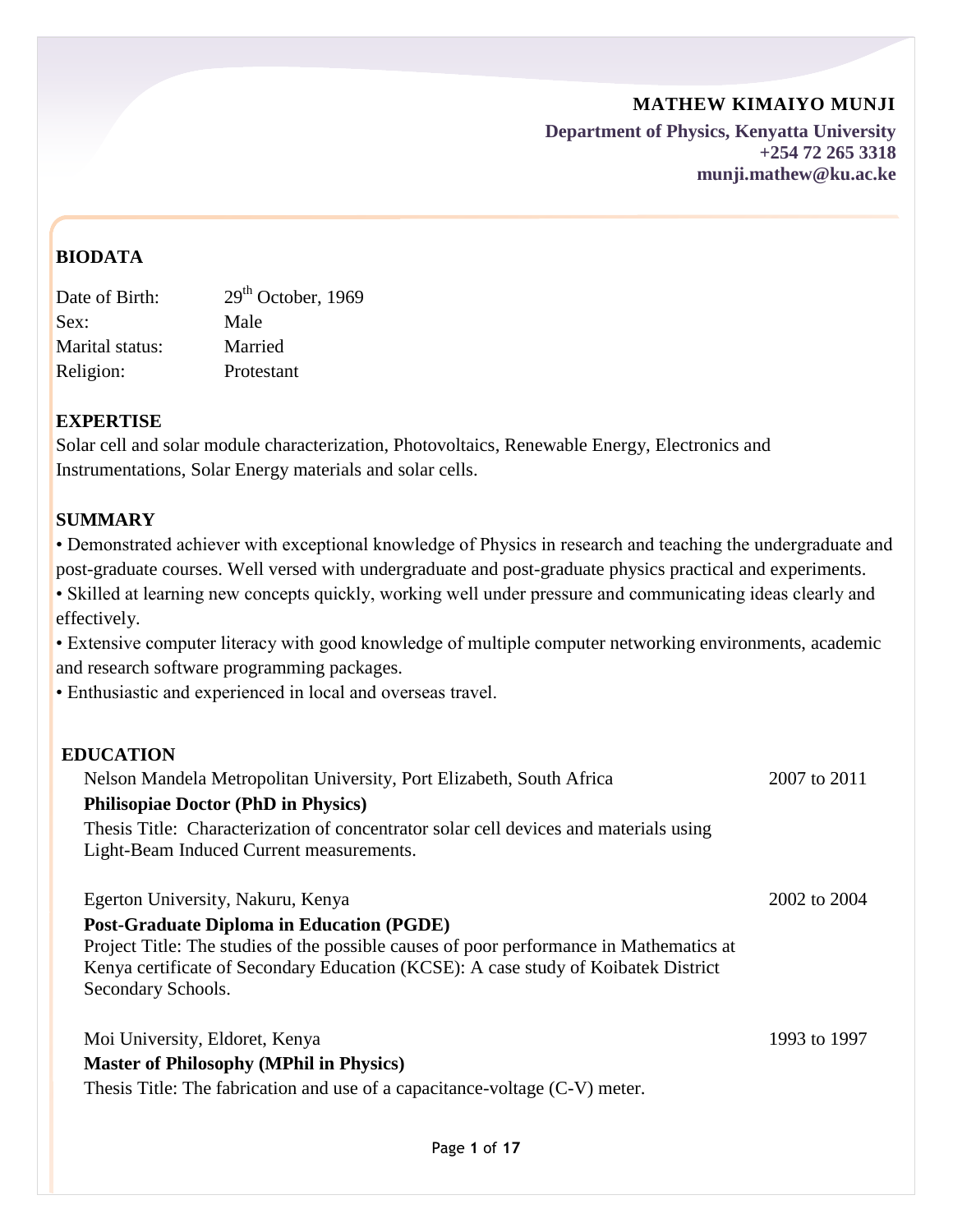# MATHEW KIMAIYO MUNJI

**Department of Physics, Kenyatta University**
**+254 72 265 3318**
**munji.mathew@ku.ac.ke**

## BIODATA

| | |
|---|---|
| Date of Birth: | 29th October, 1969 |
| Sex: | Male |
| Marital status: | Married |
| Religion: | Protestant |

## EXPERTISE

Solar cell and solar module characterization, Photovoltaics, Renewable Energy, Electronics and Instrumentations, Solar Energy materials and solar cells.

## SUMMARY

• Demonstrated achiever with exceptional knowledge of Physics in research and teaching the undergraduate and post-graduate courses. Well versed with undergraduate and post-graduate physics practical and experiments.
• Skilled at learning new concepts quickly, working well under pressure and communicating ideas clearly and effectively.
• Extensive computer literacy with good knowledge of multiple computer networking environments, academic and research software programming packages.
• Enthusiastic and experienced in local and overseas travel.

## EDUCATION

Nelson Mandela Metropolitan University, Port Elizabeth, South Africa — 2007 to 2011
**Philisopiae Doctor (PhD in Physics)**
Thesis Title: Characterization of concentrator solar cell devices and materials using Light-Beam Induced Current measurements.

Egerton University, Nakuru, Kenya — 2002 to 2004
**Post-Graduate Diploma in Education (PGDE)**
Project Title: The studies of the possible causes of poor performance in Mathematics at Kenya certificate of Secondary Education (KCSE): A case study of Koibatek District Secondary Schools.

Moi University, Eldoret, Kenya — 1993 to 1997
**Master of Philosophy (MPhil in Physics)**
Thesis Title: The fabrication and use of a capacitance-voltage (C-V) meter.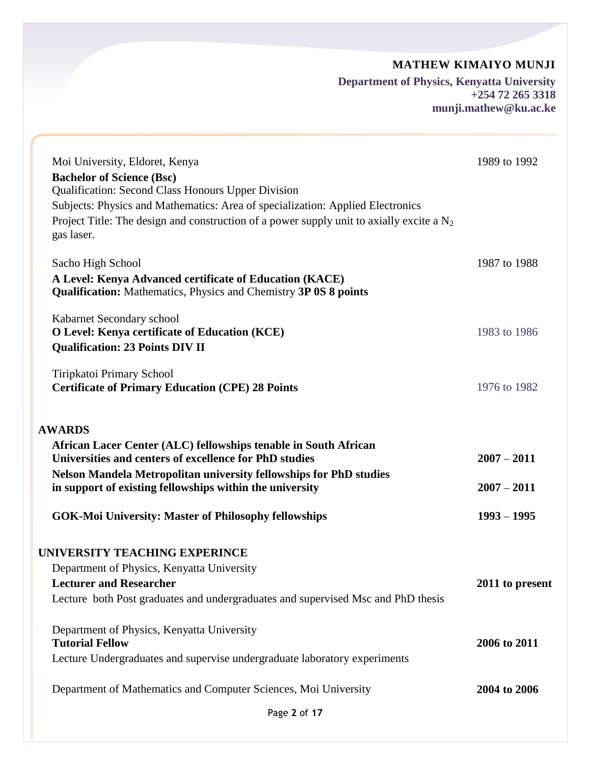**MATHEW KIMAIYO MUNJI**

**Department of Physics, Kenyatta University**
**+254 72 265 3318**
**munji.mathew@ku.ac.ke**

Moi University, Eldoret, Kenya — 1989 to 1992
**Bachelor of Science (Bsc)**
Qualification: Second Class Honours Upper Division
Subjects: Physics and Mathematics: Area of specialization: Applied Electronics
Project Title: The design and construction of a power supply unit to axially excite a $N_2$ gas laser.

Sacho High School — 1987 to 1988
**A Level: Kenya Advanced certificate of Education (KACE)**
**Qualification:** Mathematics, Physics and Chemistry **3P 0S 8 points**

Kabarnet Secondary school — 1983 to 1986
**O Level: Kenya certificate of Education (KCE)**
**Qualification: 23 Points DIV II**

Tiripkatoi Primary School — 1976 to 1982
**Certificate of Primary Education (CPE) 28 Points**

## AWARDS

**African Lacer Center (ALC) fellowships tenable in South African Universities and centers of excellence for PhD studies** — **2007 – 2011**

**Nelson Mandela Metropolitan university fellowships for PhD studies in support of existing fellowships within the university** — **2007 – 2011**

**GOK-Moi University: Master of Philosophy fellowships** — **1993 – 1995**

## UNIVERSITY TEACHING EXPERINCE

Department of Physics, Kenyatta University
**Lecturer and Researcher** — **2011 to present**
Lecture both Post graduates and undergraduates and supervised Msc and PhD thesis

Department of Physics, Kenyatta University
**Tutorial Fellow** — **2006 to 2011**
Lecture Undergraduates and supervise undergraduate laboratory experiments

Department of Mathematics and Computer Sciences, Moi University — **2004 to 2006**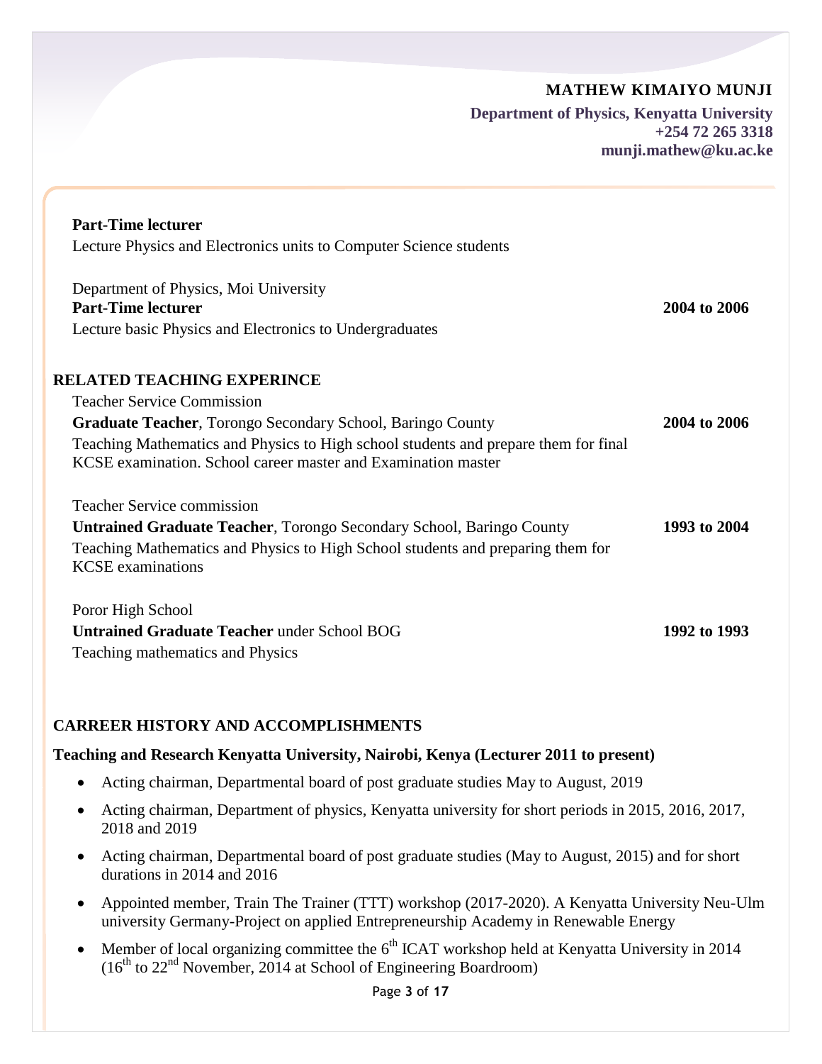**MATHEW KIMAIYO MUNJI**
**Department of Physics, Kenyatta University**
**+254 72 265 3318**
**munji.mathew@ku.ac.ke**

**Part-Time lecturer**
Lecture Physics and Electronics units to Computer Science students

Department of Physics, Moi University
**Part-Time lecturer** **2004 to 2006**
Lecture basic Physics and Electronics to Undergraduates

## RELATED TEACHING EXPERINCE

Teacher Service Commission
**Graduate Teacher**, Torongo Secondary School, Baringo County **2004 to 2006**
Teaching Mathematics and Physics to High school students and prepare them for final KCSE examination. School career master and Examination master

Teacher Service commission
**Untrained Graduate Teacher**, Torongo Secondary School, Baringo County **1993 to 2004**
Teaching Mathematics and Physics to High School students and preparing them for KCSE examinations

Poror High School
**Untrained Graduate Teacher** under School BOG **1992 to 1993**
Teaching mathematics and Physics

## CARREER HISTORY AND ACCOMPLISHMENTS

**Teaching and Research Kenyatta University, Nairobi, Kenya (Lecturer 2011 to present)**

- Acting chairman, Departmental board of post graduate studies May to August, 2019
- Acting chairman, Department of physics, Kenyatta university for short periods in 2015, 2016, 2017, 2018 and 2019
- Acting chairman, Departmental board of post graduate studies (May to August, 2015) and for short durations in 2014 and 2016
- Appointed member, Train The Trainer (TTT) workshop (2017-2020). A Kenyatta University Neu-Ulm university Germany-Project on applied Entrepreneurship Academy in Renewable Energy
- Member of local organizing committee the 6th ICAT workshop held at Kenyatta University in 2014 (16th to 22nd November, 2014 at School of Engineering Boardroom)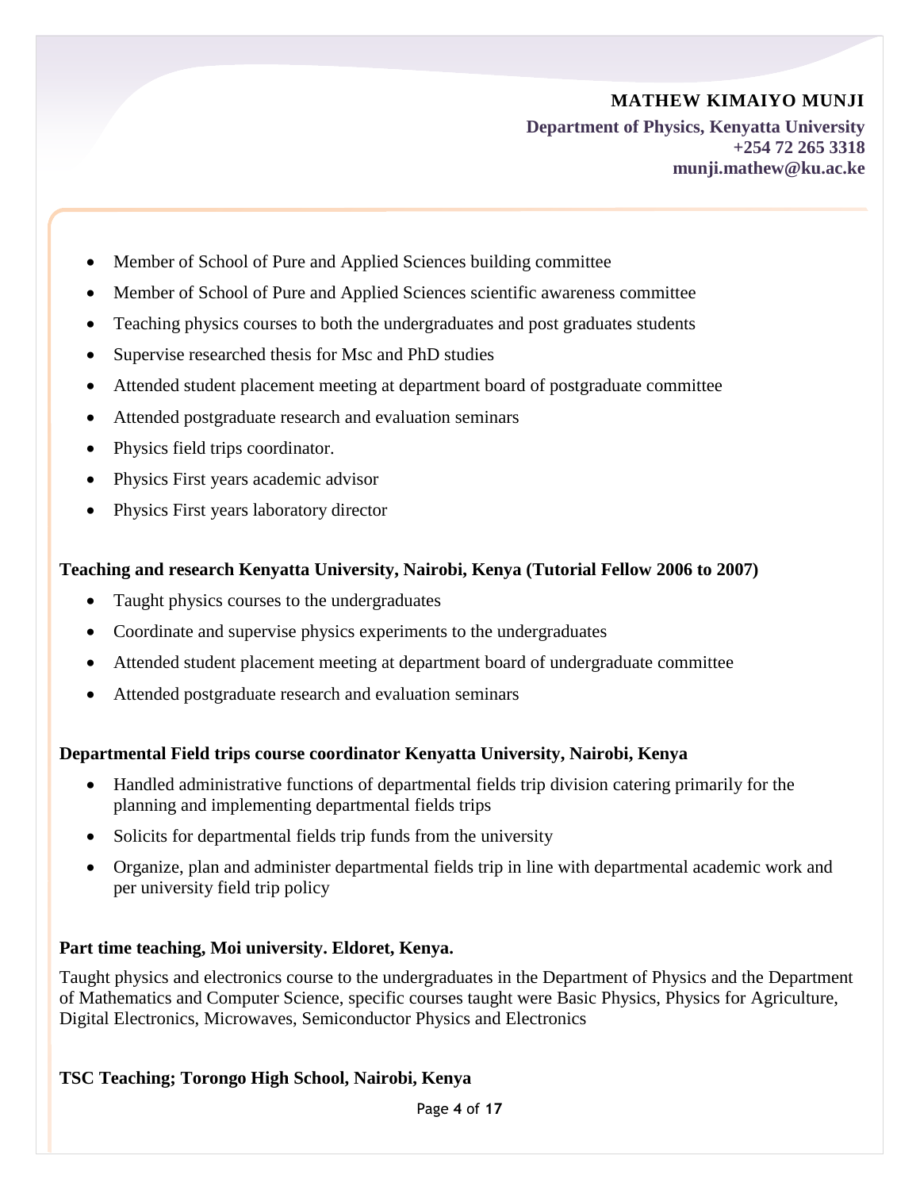- Member of School of Pure and Applied Sciences building committee
- Member of School of Pure and Applied Sciences scientific awareness committee
- Teaching physics courses to both the undergraduates and post graduates students
- Supervise researched thesis for Msc and PhD studies
- Attended student placement meeting at department board of postgraduate committee
- Attended postgraduate research and evaluation seminars
- Physics field trips coordinator.
- Physics First years academic advisor
- Physics First years laboratory director

**Teaching and research Kenyatta University, Nairobi, Kenya (Tutorial Fellow 2006 to 2007)**

- Taught physics courses to the undergraduates
- Coordinate and supervise physics experiments to the undergraduates
- Attended student placement meeting at department board of undergraduate committee
- Attended postgraduate research and evaluation seminars

**Departmental Field trips course coordinator Kenyatta University, Nairobi, Kenya**

- Handled administrative functions of departmental fields trip division catering primarily for the planning and implementing departmental fields trips
- Solicits for departmental fields trip funds from the university
- Organize, plan and administer departmental fields trip in line with departmental academic work and per university field trip policy

**Part time teaching, Moi university. Eldoret, Kenya.**

Taught physics and electronics course to the undergraduates in the Department of Physics and the Department of Mathematics and Computer Science, specific courses taught were Basic Physics, Physics for Agriculture, Digital Electronics, Microwaves, Semiconductor Physics and Electronics

**TSC Teaching; Torongo High School, Nairobi, Kenya**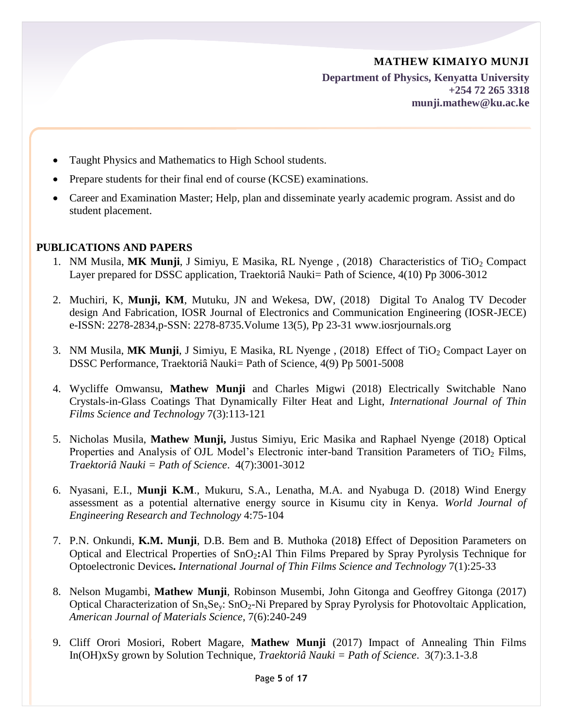- Taught Physics and Mathematics to High School students.
- Prepare students for their final end of course (KCSE) examinations.
- Career and Examination Master; Help, plan and disseminate yearly academic program. Assist and do student placement.

## PUBLICATIONS AND PAPERS

1. NM Musila, **MK Munji**, J Simiyu, E Masika, RL Nyenge , (2018) Characteristics of $TiO_2$ Compact Layer prepared for DSSC application, Traektoriâ Nauki= Path of Science, 4(10) Pp 3006-3012

2. Muchiri, K, **Munji, KM**, Mutuku, JN and Wekesa, DW, (2018) Digital To Analog TV Decoder design And Fabrication, IOSR Journal of Electronics and Communication Engineering (IOSR-JECE) e-ISSN: 2278-2834,p-SSN: 2278-8735.Volume 13(5), Pp 23-31 www.iosrjournals.org

3. NM Musila, **MK Munji**, J Simiyu, E Masika, RL Nyenge , (2018) Effect of $TiO_2$ Compact Layer on DSSC Performance, Traektoriâ Nauki= Path of Science, 4(9) Pp 5001-5008

4. Wycliffe Omwansu, **Mathew Munji** and Charles Migwi (2018) Electrically Switchable Nano Crystals-in-Glass Coatings That Dynamically Filter Heat and Light, *International Journal of Thin Films Science and Technology* 7(3):113-121

5. Nicholas Musila, **Mathew Munji,** Justus Simiyu, Eric Masika and Raphael Nyenge (2018) Optical Properties and Analysis of OJL Model's Electronic inter-band Transition Parameters of $TiO_2$ Films, *Traektoriâ Nauki = Path of Science*. 4(7):3001-3012

6. Nyasani, E.I., **Munji K.M**., Mukuru, S.A., Lenatha, M.A. and Nyabuga D. (2018) Wind Energy assessment as a potential alternative energy source in Kisumu city in Kenya. *World Journal of Engineering Research and Technology* 4:75-104

7. P.N. Onkundi, **K.M. Munji**, D.B. Bem and B. Muthoka (2018**)** Effect of Deposition Parameters on Optical and Electrical Properties of $SnO_2$**:**Al Thin Films Prepared by Spray Pyrolysis Technique for Optoelectronic Devices**.** *International Journal of Thin Films Science and Technology* 7(1):25-33

8. Nelson Mugambi, **Mathew Munji**, Robinson Musembi, John Gitonga and Geoffrey Gitonga (2017) Optical Characterization of $Sn_xSe_y$: $SnO_2$-Ni Prepared by Spray Pyrolysis for Photovoltaic Application, *American Journal of Materials Science*, 7(6):240-249

9. Cliff Orori Mosiori, Robert Magare, **Mathew Munji** (2017) Impact of Annealing Thin Films In(OH)xSy grown by Solution Technique, *Traektoriâ Nauki = Path of Science*. 3(7):3.1-3.8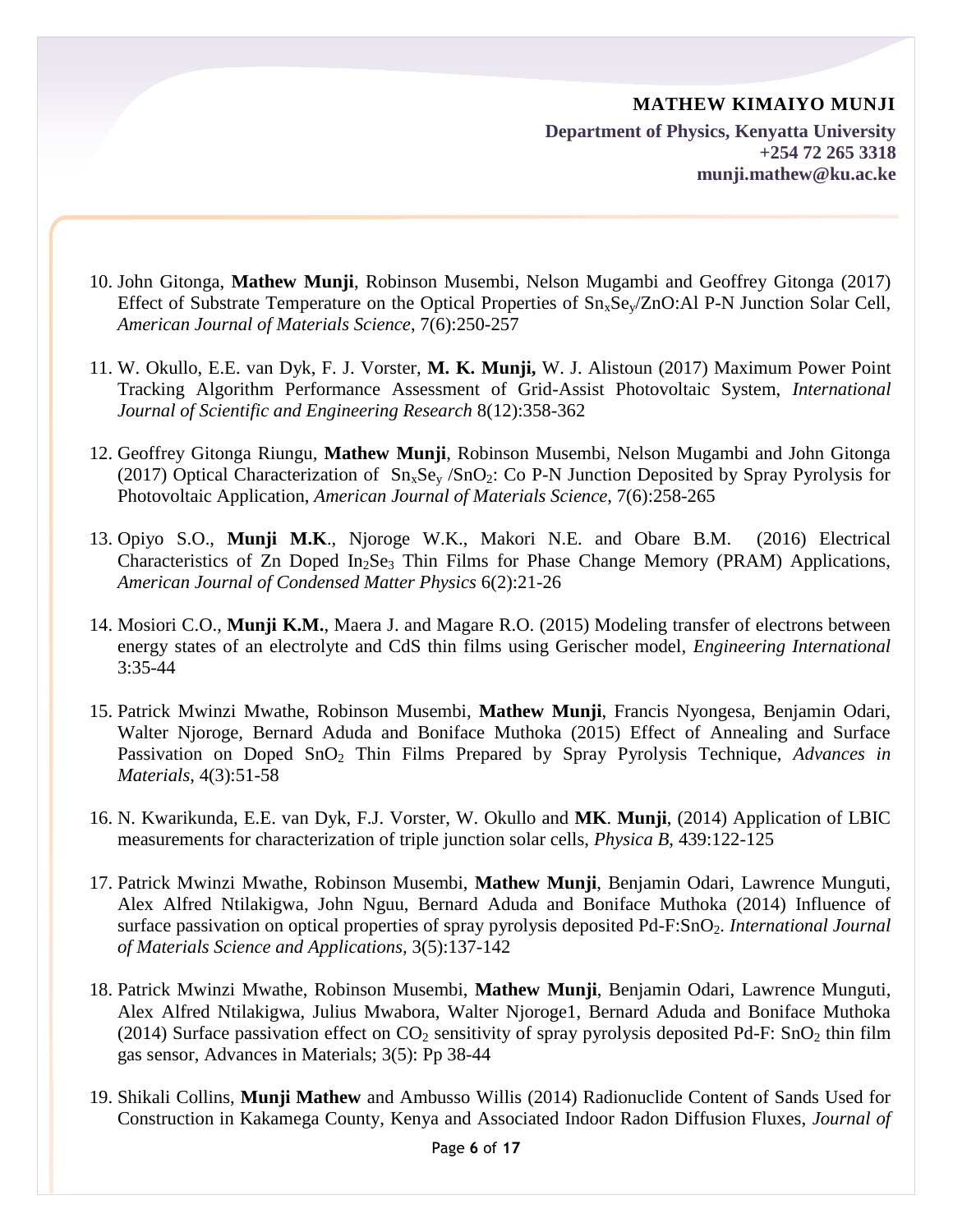10. John Gitonga, **Mathew Munji**, Robinson Musembi, Nelson Mugambi and Geoffrey Gitonga (2017) Effect of Substrate Temperature on the Optical Properties of $Sn_xSe_y$/ZnO:Al P-N Junction Solar Cell, *American Journal of Materials Science*, 7(6):250-257

11. W. Okullo, E.E. van Dyk, F. J. Vorster, **M. K. Munji,** W. J. Alistoun (2017) Maximum Power Point Tracking Algorithm Performance Assessment of Grid-Assist Photovoltaic System, *International Journal of Scientific and Engineering Research* 8(12):358-362

12. Geoffrey Gitonga Riungu, **Mathew Munji**, Robinson Musembi, Nelson Mugambi and John Gitonga (2017) Optical Characterization of $Sn_xSe_y$ /$SnO_2$: Co P-N Junction Deposited by Spray Pyrolysis for Photovoltaic Application, *American Journal of Materials Science*, 7(6):258-265

13. Opiyo S.O., **Munji M.K**., Njoroge W.K., Makori N.E. and Obare B.M. (2016) Electrical Characteristics of Zn Doped $In_2Se_3$ Thin Films for Phase Change Memory (PRAM) Applications, *American Journal of Condensed Matter Physics* 6(2):21-26

14. Mosiori C.O., **Munji K.M.**, Maera J. and Magare R.O. (2015) Modeling transfer of electrons between energy states of an electrolyte and CdS thin films using Gerischer model, *Engineering International* 3:35-44

15. Patrick Mwinzi Mwathe, Robinson Musembi, **Mathew Munji**, Francis Nyongesa, Benjamin Odari, Walter Njoroge, Bernard Aduda and Boniface Muthoka (2015) Effect of Annealing and Surface Passivation on Doped $SnO_2$ Thin Films Prepared by Spray Pyrolysis Technique, *Advances in Materials*, 4(3):51-58

16. N. Kwarikunda, E.E. van Dyk, F.J. Vorster, W. Okullo and **MK**. **Munji**, (2014) Application of LBIC measurements for characterization of triple junction solar cells, *Physica B*, 439:122-125

17. Patrick Mwinzi Mwathe, Robinson Musembi, **Mathew Munji**, Benjamin Odari, Lawrence Munguti, Alex Alfred Ntilakigwa, John Nguu, Bernard Aduda and Boniface Muthoka (2014) Influence of surface passivation on optical properties of spray pyrolysis deposited Pd-F:$SnO_2$. *International Journal of Materials Science and Applications*, 3(5):137-142

18. Patrick Mwinzi Mwathe, Robinson Musembi, **Mathew Munji**, Benjamin Odari, Lawrence Munguti, Alex Alfred Ntilakigwa, Julius Mwabora, Walter Njoroge1, Bernard Aduda and Boniface Muthoka (2014) Surface passivation effect on $CO_2$ sensitivity of spray pyrolysis deposited Pd-F: $SnO_2$ thin film gas sensor, Advances in Materials; 3(5): Pp 38-44

19. Shikali Collins, **Munji Mathew** and Ambusso Willis (2014) Radionuclide Content of Sands Used for Construction in Kakamega County, Kenya and Associated Indoor Radon Diffusion Fluxes, *Journal of*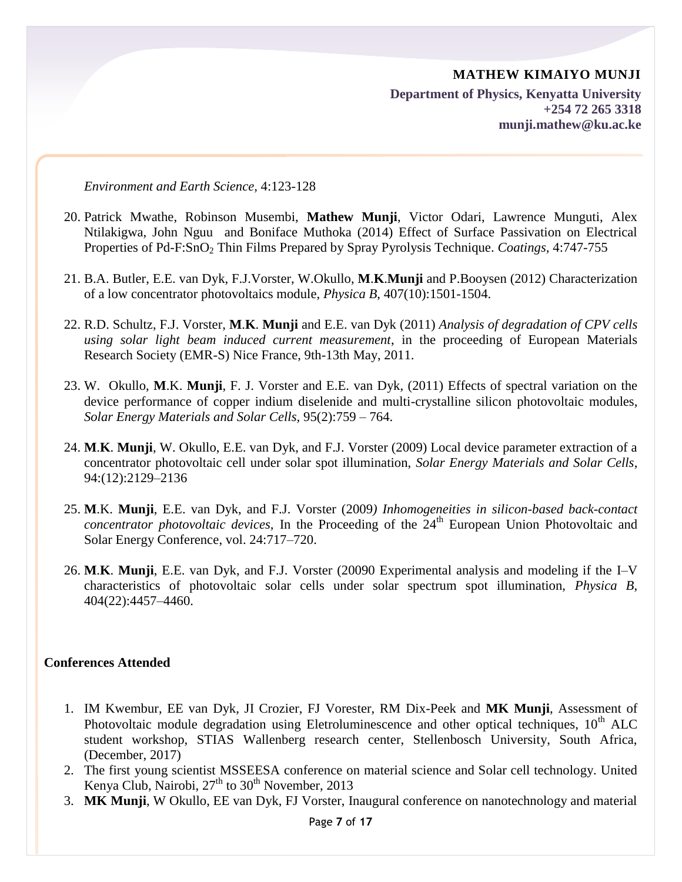*Environment and Earth Science*, 4:123-128

20. Patrick Mwathe, Robinson Musembi, **Mathew Munji**, Victor Odari, Lawrence Munguti, Alex Ntilakigwa, John Nguu and Boniface Muthoka (2014) Effect of Surface Passivation on Electrical Properties of Pd-F:$SnO_2$ Thin Films Prepared by Spray Pyrolysis Technique. *Coatings*, 4:747-755

21. B.A. Butler, E.E. van Dyk, F.J.Vorster, W.Okullo, **M**.**K**.**Munji** and P.Booysen (2012) Characterization of a low concentrator photovoltaics module, *Physica B*, 407(10):1501-1504.

22. R.D. Schultz, F.J. Vorster, **M**.**K**. **Munji** and E.E. van Dyk (2011) *Analysis of degradation of CPV cells using solar light beam induced current measurement*, in the proceeding of European Materials Research Society (EMR-S) Nice France, 9th-13th May, 2011.

23. W. Okullo, **M**.K. **Munji**, F. J. Vorster and E.E. van Dyk, (2011) Effects of spectral variation on the device performance of copper indium diselenide and multi-crystalline silicon photovoltaic modules, *Solar Energy Materials and Solar Cells*, 95(2):759 – 764.

24. **M**.**K**. **Munji**, W. Okullo, E.E. van Dyk, and F.J. Vorster (2009) Local device parameter extraction of a concentrator photovoltaic cell under solar spot illumination, *Solar Energy Materials and Solar Cells*, 94:(12):2129–2136

25. **M**.K. **Munji**, E.E. van Dyk, and F.J. Vorster (2009*) Inhomogeneities in silicon-based back-contact concentrator photovoltaic devices,* In the Proceeding of the 24th European Union Photovoltaic and Solar Energy Conference, vol. 24:717–720.

26. **M**.**K**. **Munji**, E.E. van Dyk, and F.J. Vorster (20090 Experimental analysis and modeling if the I–V characteristics of photovoltaic solar cells under solar spectrum spot illumination, *Physica B*, 404(22):4457–4460.

**Conferences Attended**

1. IM Kwembur, EE van Dyk, JI Crozier, FJ Vorester, RM Dix-Peek and **MK Munji**, Assessment of Photovoltaic module degradation using Eletroluminescence and other optical techniques, 10th ALC student workshop, STIAS Wallenberg research center, Stellenbosch University, South Africa, (December, 2017)
2. The first young scientist MSSEESA conference on material science and Solar cell technology. United Kenya Club, Nairobi, 27th to 30th November, 2013
3. **MK Munji**, W Okullo, EE van Dyk, FJ Vorster, Inaugural conference on nanotechnology and material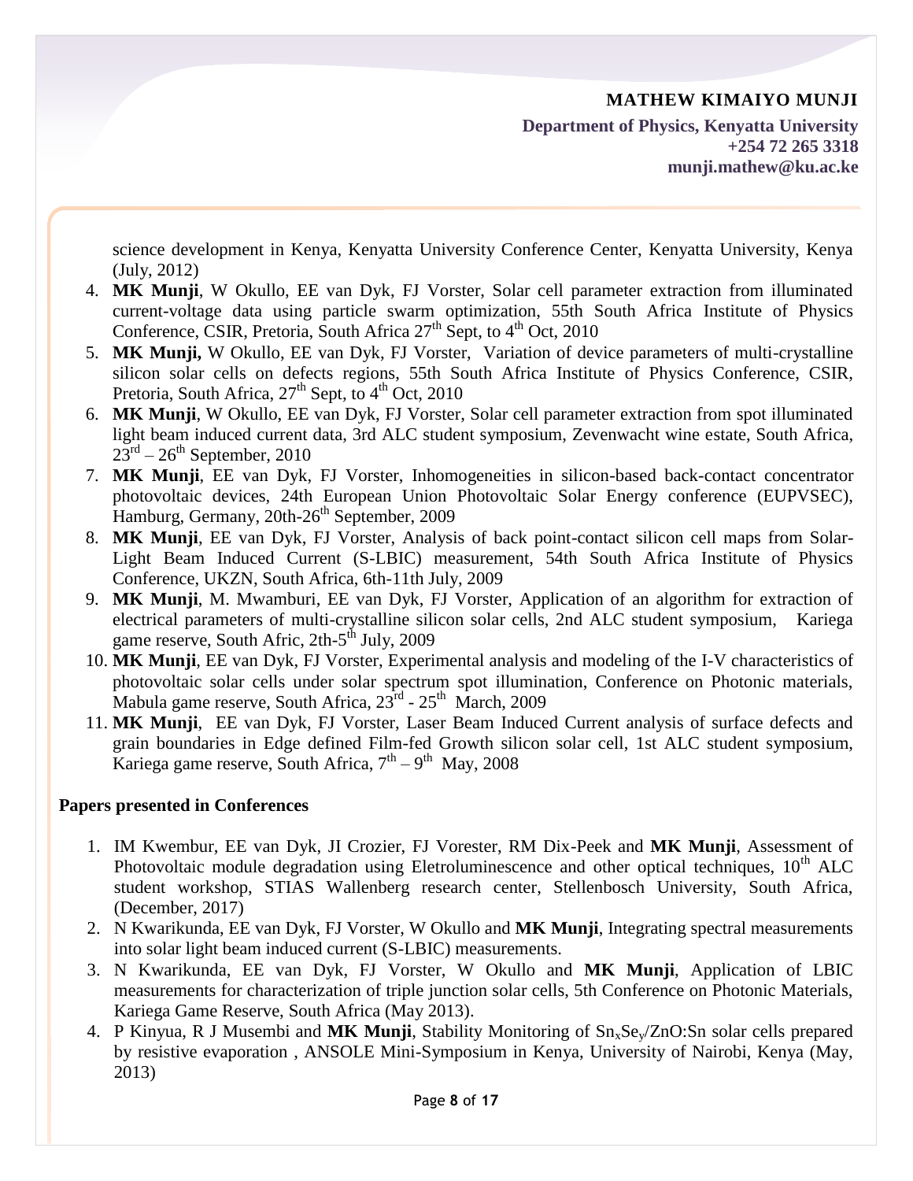science development in Kenya, Kenyatta University Conference Center, Kenyatta University, Kenya (July, 2012)

4. **MK Munji**, W Okullo, EE van Dyk, FJ Vorster, Solar cell parameter extraction from illuminated current-voltage data using particle swarm optimization, 55th South Africa Institute of Physics Conference, CSIR, Pretoria, South Africa 27th Sept, to 4th Oct, 2010
5. **MK Munji,** W Okullo, EE van Dyk, FJ Vorster, Variation of device parameters of multi-crystalline silicon solar cells on defects regions, 55th South Africa Institute of Physics Conference, CSIR, Pretoria, South Africa, 27th Sept, to 4th Oct, 2010
6. **MK Munji**, W Okullo, EE van Dyk, FJ Vorster, Solar cell parameter extraction from spot illuminated light beam induced current data, 3rd ALC student symposium, Zevenwacht wine estate, South Africa, 23rd – 26th September, 2010
7. **MK Munji**, EE van Dyk, FJ Vorster, Inhomogeneities in silicon-based back-contact concentrator photovoltaic devices, 24th European Union Photovoltaic Solar Energy conference (EUPVSEC), Hamburg, Germany, 20th-26th September, 2009
8. **MK Munji**, EE van Dyk, FJ Vorster, Analysis of back point-contact silicon cell maps from Solar-Light Beam Induced Current (S-LBIC) measurement, 54th South Africa Institute of Physics Conference, UKZN, South Africa, 6th-11th July, 2009
9. **MK Munji**, M. Mwamburi, EE van Dyk, FJ Vorster, Application of an algorithm for extraction of electrical parameters of multi-crystalline silicon solar cells, 2nd ALC student symposium, Kariega game reserve, South Afric, 2th-5th July, 2009
10. **MK Munji**, EE van Dyk, FJ Vorster, Experimental analysis and modeling of the I-V characteristics of photovoltaic solar cells under solar spectrum spot illumination, Conference on Photonic materials, Mabula game reserve, South Africa, 23rd - 25th March, 2009
11. **MK Munji**, EE van Dyk, FJ Vorster, Laser Beam Induced Current analysis of surface defects and grain boundaries in Edge defined Film-fed Growth silicon solar cell, 1st ALC student symposium, Kariega game reserve, South Africa, 7th – 9th May, 2008

**Papers presented in Conferences**

1. IM Kwembur, EE van Dyk, JI Crozier, FJ Vorester, RM Dix-Peek and **MK Munji**, Assessment of Photovoltaic module degradation using Eletroluminescence and other optical techniques, 10th ALC student workshop, STIAS Wallenberg research center, Stellenbosch University, South Africa, (December, 2017)
2. N Kwarikunda, EE van Dyk, FJ Vorster, W Okullo and **MK Munji**, Integrating spectral measurements into solar light beam induced current (S-LBIC) measurements.
3. N Kwarikunda, EE van Dyk, FJ Vorster, W Okullo and **MK Munji**, Application of LBIC measurements for characterization of triple junction solar cells, 5th Conference on Photonic Materials, Kariega Game Reserve, South Africa (May 2013).
4. P Kinyua, R J Musembi and **MK Munji**, Stability Monitoring of $Sn_xSe_y$/ZnO:Sn solar cells prepared by resistive evaporation , ANSOLE Mini-Symposium in Kenya, University of Nairobi, Kenya (May, 2013)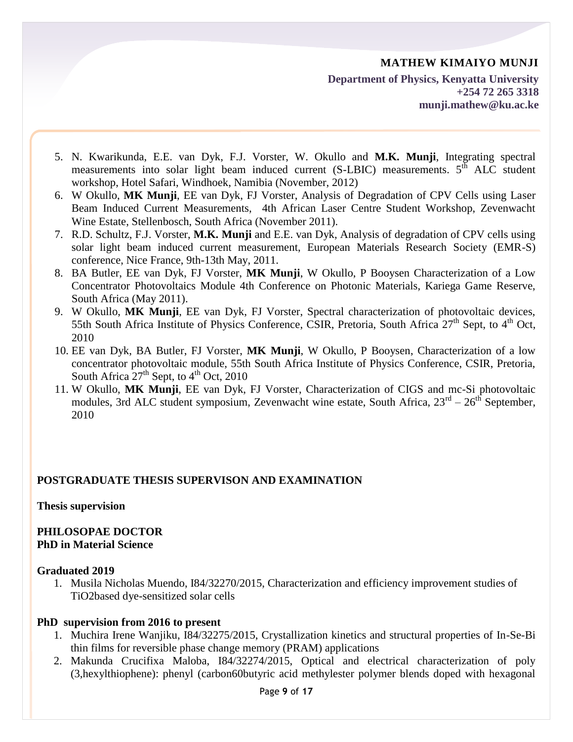5. N. Kwarikunda, E.E. van Dyk, F.J. Vorster, W. Okullo and **M.K. Munji**, Integrating spectral measurements into solar light beam induced current (S-LBIC) measurements. 5th ALC student workshop, Hotel Safari, Windhoek, Namibia (November, 2012)
6. W Okullo, **MK Munji**, EE van Dyk, FJ Vorster, Analysis of Degradation of CPV Cells using Laser Beam Induced Current Measurements, 4th African Laser Centre Student Workshop, Zevenwacht Wine Estate, Stellenbosch, South Africa (November 2011).
7. R.D. Schultz, F.J. Vorster, **M.K. Munji** and E.E. van Dyk, Analysis of degradation of CPV cells using solar light beam induced current measurement, European Materials Research Society (EMR-S) conference, Nice France, 9th-13th May, 2011.
8. BA Butler, EE van Dyk, FJ Vorster, **MK Munji**, W Okullo, P Booysen Characterization of a Low Concentrator Photovoltaics Module 4th Conference on Photonic Materials, Kariega Game Reserve, South Africa (May 2011).
9. W Okullo, **MK Munji**, EE van Dyk, FJ Vorster, Spectral characterization of photovoltaic devices, 55th South Africa Institute of Physics Conference, CSIR, Pretoria, South Africa 27th Sept, to 4th Oct, 2010
10. EE van Dyk, BA Butler, FJ Vorster, **MK Munji**, W Okullo, P Booysen, Characterization of a low concentrator photovoltaic module, 55th South Africa Institute of Physics Conference, CSIR, Pretoria, South Africa 27th Sept, to 4th Oct, 2010
11. W Okullo, **MK Munji**, EE van Dyk, FJ Vorster, Characterization of CIGS and mc-Si photovoltaic modules, 3rd ALC student symposium, Zevenwacht wine estate, South Africa, 23rd – 26th September, 2010

## POSTGRADUATE THESIS SUPERVISON AND EXAMINATION

**Thesis supervision**

**PHILOSOPAE DOCTOR**
**PhD in Material Science**

**Graduated 2019**

1. Musila Nicholas Muendo, I84/32270/2015, Characterization and efficiency improvement studies of TiO2based dye-sensitized solar cells

**PhD supervision from 2016 to present**

1. Muchira Irene Wanjiku, I84/32275/2015, Crystallization kinetics and structural properties of In-Se-Bi thin films for reversible phase change memory (PRAM) applications
2. Makunda Crucifixa Maloba, I84/32274/2015, Optical and electrical characterization of poly (3,hexylthiophene): phenyl (carbon60butyric acid methylester polymer blends doped with hexagonal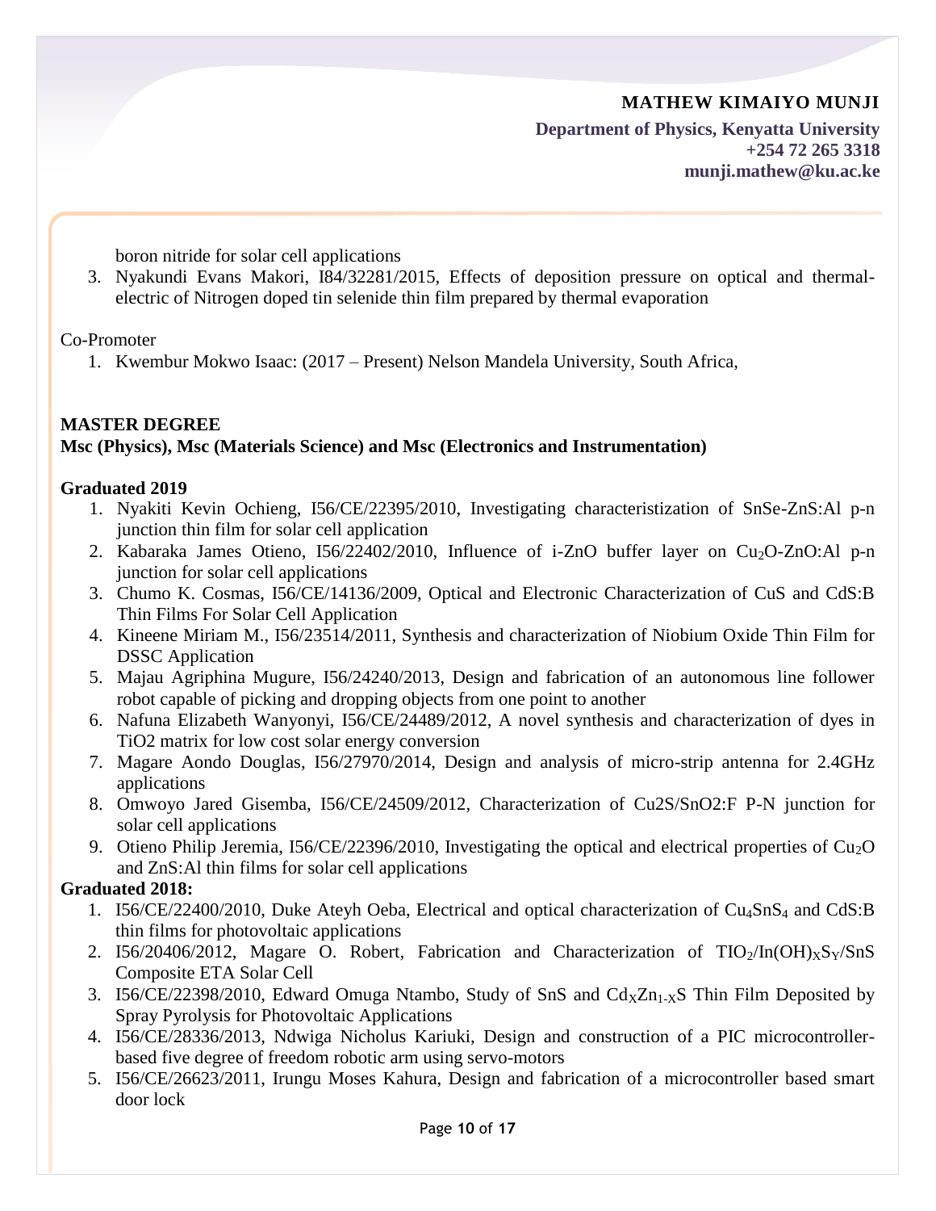boron nitride for solar cell applications

3. Nyakundi Evans Makori, I84/32281/2015, Effects of deposition pressure on optical and thermal-electric of Nitrogen doped tin selenide thin film prepared by thermal evaporation

Co-Promoter

1. Kwembur Mokwo Isaac: (2017 – Present) Nelson Mandela University, South Africa,

**MASTER DEGREE**

**Msc (Physics), Msc (Materials Science) and Msc (Electronics and Instrumentation)**

**Graduated 2019**

1. Nyakiti Kevin Ochieng, I56/CE/22395/2010, Investigating characteristization of SnSe-ZnS:Al p-n junction thin film for solar cell application
2. Kabaraka James Otieno, I56/22402/2010, Influence of i-ZnO buffer layer on $Cu_2O$-ZnO:Al p-n junction for solar cell applications
3. Chumo K. Cosmas, I56/CE/14136/2009, Optical and Electronic Characterization of CuS and CdS:B Thin Films For Solar Cell Application
4. Kineene Miriam M., I56/23514/2011, Synthesis and characterization of Niobium Oxide Thin Film for DSSC Application
5. Majau Agriphina Mugure, I56/24240/2013, Design and fabrication of an autonomous line follower robot capable of picking and dropping objects from one point to another
6. Nafuna Elizabeth Wanyonyi, I56/CE/24489/2012, A novel synthesis and characterization of dyes in TiO2 matrix for low cost solar energy conversion
7. Magare Aondo Douglas, I56/27970/2014, Design and analysis of micro-strip antenna for 2.4GHz applications
8. Omwoyo Jared Gisemba, I56/CE/24509/2012, Characterization of Cu2S/SnO2:F P-N junction for solar cell applications
9. Otieno Philip Jeremia, I56/CE/22396/2010, Investigating the optical and electrical properties of $Cu_2O$ and ZnS:Al thin films for solar cell applications

**Graduated 2018:**

1. I56/CE/22400/2010, Duke Ateyh Oeba, Electrical and optical characterization of $Cu_4SnS_4$ and CdS:B thin films for photovoltaic applications
2. I56/20406/2012, Magare O. Robert, Fabrication and Characterization of $TIO_2/In(OH)_XS_Y/SnS$ Composite ETA Solar Cell
3. I56/CE/22398/2010, Edward Omuga Ntambo, Study of SnS and $Cd_XZn_{1-X}S$ Thin Film Deposited by Spray Pyrolysis for Photovoltaic Applications
4. I56/CE/28336/2013, Ndwiga Nicholus Kariuki, Design and construction of a PIC microcontroller-based five degree of freedom robotic arm using servo-motors
5. I56/CE/26623/2011, Irungu Moses Kahura, Design and fabrication of a microcontroller based smart door lock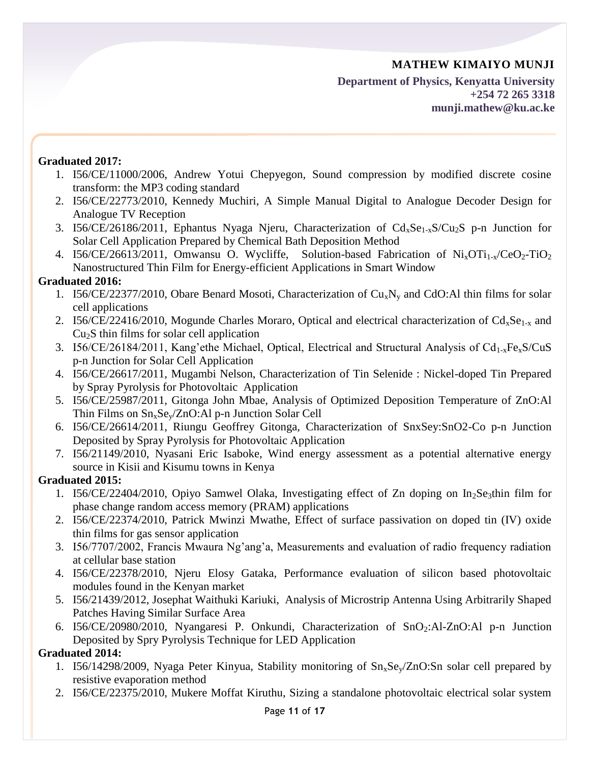**Graduated 2017:**

1. I56/CE/11000/2006, Andrew Yotui Chepyegon, Sound compression by modified discrete cosine transform: the MP3 coding standard
2. I56/CE/22773/2010, Kennedy Muchiri, A Simple Manual Digital to Analogue Decoder Design for Analogue TV Reception
3. I56/CE/26186/2011, Ephantus Nyaga Njeru, Characterization of $Cd_xSe_{1-x}S/Cu_2S$ p-n Junction for Solar Cell Application Prepared by Chemical Bath Deposition Method
4. I56/CE/26613/2011, Omwansu O. Wycliffe, Solution-based Fabrication of $Ni_xOTi_{1-x}/CeO_2$-$TiO_2$ Nanostructured Thin Film for Energy-efficient Applications in Smart Window

**Graduated 2016:**

1. I56/CE/22377/2010, Obare Benard Mosoti, Characterization of $Cu_xN_y$ and CdO:Al thin films for solar cell applications
2. I56/CE/22416/2010, Mogunde Charles Moraro, Optical and electrical characterization of $Cd_xSe_{1-x}$ and $Cu_2S$ thin films for solar cell application
3. I56/CE/26184/2011, Kang'ethe Michael, Optical, Electrical and Structural Analysis of $Cd_{1-x}Fe_xS$/CuS p-n Junction for Solar Cell Application
4. I56/CE/26617/2011, Mugambi Nelson, Characterization of Tin Selenide : Nickel-doped Tin Prepared by Spray Pyrolysis for Photovoltaic Application
5. I56/CE/25987/2011, Gitonga John Mbae, Analysis of Optimized Deposition Temperature of ZnO:Al Thin Films on $Sn_xSe_y$/ZnO:Al p-n Junction Solar Cell
6. I56/CE/26614/2011, Riungu Geoffrey Gitonga, Characterization of SnxSey:SnO2-Co p-n Junction Deposited by Spray Pyrolysis for Photovoltaic Application
7. I56/21149/2010, Nyasani Eric Isaboke, Wind energy assessment as a potential alternative energy source in Kisii and Kisumu towns in Kenya

**Graduated 2015:**

1. I56/CE/22404/2010, Opiyo Samwel Olaka, Investigating effect of Zn doping on $In_2Se_3$thin film for phase change random access memory (PRAM) applications
2. I56/CE/22374/2010, Patrick Mwinzi Mwathe, Effect of surface passivation on doped tin (IV) oxide thin films for gas sensor application
3. I56/7707/2002, Francis Mwaura Ng'ang'a, Measurements and evaluation of radio frequency radiation at cellular base station
4. I56/CE/22378/2010, Njeru Elosy Gataka, Performance evaluation of silicon based photovoltaic modules found in the Kenyan market
5. I56/21439/2012, Josephat Waithuki Kariuki, Analysis of Microstrip Antenna Using Arbitrarily Shaped Patches Having Similar Surface Area
6. I56/CE/20980/2010, Nyangaresi P. Onkundi, Characterization of $SnO_2$:Al-ZnO:Al p-n Junction Deposited by Spry Pyrolysis Technique for LED Application

**Graduated 2014:**

1. I56/14298/2009, Nyaga Peter Kinyua, Stability monitoring of $Sn_xSe_y$/ZnO:Sn solar cell prepared by resistive evaporation method
2. I56/CE/22375/2010, Mukere Moffat Kiruthu, Sizing a standalone photovoltaic electrical solar system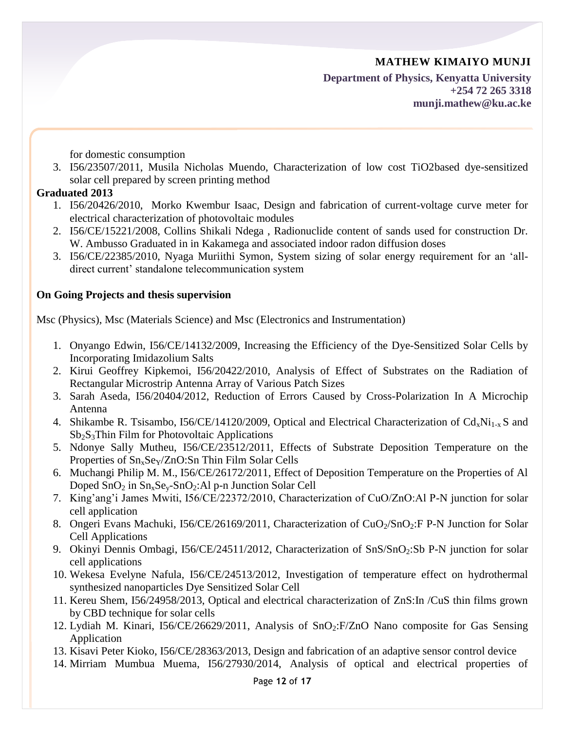for domestic consumption

3. I56/23507/2011, Musila Nicholas Muendo, Characterization of low cost TiO2based dye-sensitized solar cell prepared by screen printing method

**Graduated 2013**

1. I56/20426/2010, Morko Kwembur Isaac, Design and fabrication of current-voltage curve meter for electrical characterization of photovoltaic modules
2. I56/CE/15221/2008, Collins Shikali Ndega , Radionuclide content of sands used for construction Dr. W. Ambusso Graduated in in Kakamega and associated indoor radon diffusion doses
3. I56/CE/22385/2010, Nyaga Muriithi Symon, System sizing of solar energy requirement for an 'all-direct current' standalone telecommunication system

**On Going Projects and thesis supervision**

Msc (Physics), Msc (Materials Science) and Msc (Electronics and Instrumentation)

1. Onyango Edwin, I56/CE/14132/2009, Increasing the Efficiency of the Dye-Sensitized Solar Cells by Incorporating Imidazolium Salts
2. Kirui Geoffrey Kipkemoi, I56/20422/2010, Analysis of Effect of Substrates on the Radiation of Rectangular Microstrip Antenna Array of Various Patch Sizes
3. Sarah Aseda, I56/20404/2012, Reduction of Errors Caused by Cross-Polarization In A Microchip Antenna
4. Shikambe R. Tsisambo, I56/CE/14120/2009, Optical and Electrical Characterization of $Cd_xNi_{1-x}S$ and $Sb_2S_3$Thin Film for Photovoltaic Applications
5. Ndonye Sally Mutheu, I56/CE/23512/2011, Effects of Substrate Deposition Temperature on the Properties of $Sn_xSe_Y$/ZnO:Sn Thin Film Solar Cells
6. Muchangi Philip M. M., I56/CE/26172/2011, Effect of Deposition Temperature on the Properties of Al Doped $SnO_2$ in $Sn_xSe_y$-$SnO_2$:Al p-n Junction Solar Cell
7. King'ang'i James Mwiti, I56/CE/22372/2010, Characterization of CuO/ZnO:Al P-N junction for solar cell application
8. Ongeri Evans Machuki, I56/CE/26169/2011, Characterization of $CuO_2$/$SnO_2$:F P-N Junction for Solar Cell Applications
9. Okinyi Dennis Ombagi, I56/CE/24511/2012, Characterization of SnS/$SnO_2$:Sb P-N junction for solar cell applications
10. Wekesa Evelyne Nafula, I56/CE/24513/2012, Investigation of temperature effect on hydrothermal synthesized nanoparticles Dye Sensitized Solar Cell
11. Kereu Shem, I56/24958/2013, Optical and electrical characterization of ZnS:In /CuS thin films grown by CBD technique for solar cells
12. Lydiah M. Kinari, I56/CE/26629/2011, Analysis of $SnO_2$:F/ZnO Nano composite for Gas Sensing Application
13. Kisavi Peter Kioko, I56/CE/28363/2013, Design and fabrication of an adaptive sensor control device
14. Mirriam Mumbua Muema, I56/27930/2014, Analysis of optical and electrical properties of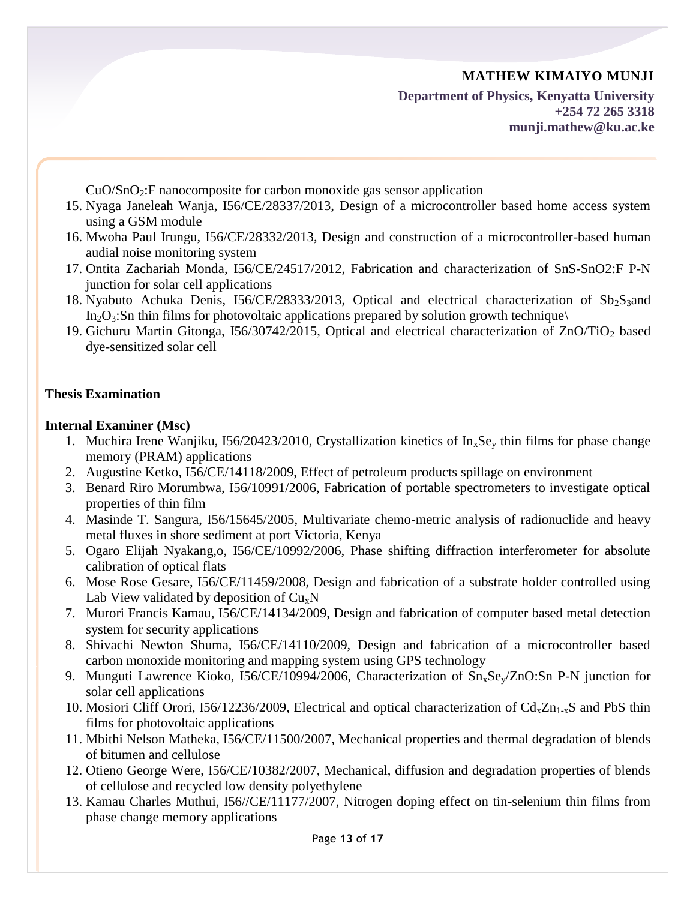$CuO/SnO_2$:F nanocomposite for carbon monoxide gas sensor application

15. Nyaga Janeleah Wanja, I56/CE/28337/2013, Design of a microcontroller based home access system using a GSM module
16. Mwoha Paul Irungu, I56/CE/28332/2013, Design and construction of a microcontroller-based human audial noise monitoring system
17. Ontita Zachariah Monda, I56/CE/24517/2012, Fabrication and characterization of SnS-SnO2:F P-N junction for solar cell applications
18. Nyabuto Achuka Denis, I56/CE/28333/2013, Optical and electrical characterization of $Sb_2S_3$and $In_2O_3$:Sn thin films for photovoltaic applications prepared by solution growth technique\
19. Gichuru Martin Gitonga, I56/30742/2015, Optical and electrical characterization of $ZnO/TiO_2$ based dye-sensitized solar cell

**Thesis Examination**

**Internal Examiner (Msc)**

1. Muchira Irene Wanjiku, I56/20423/2010, Crystallization kinetics of $In_xSe_y$ thin films for phase change memory (PRAM) applications
2. Augustine Ketko, I56/CE/14118/2009, Effect of petroleum products spillage on environment
3. Benard Riro Morumbwa, I56/10991/2006, Fabrication of portable spectrometers to investigate optical properties of thin film
4. Masinde T. Sangura, I56/15645/2005, Multivariate chemo-metric analysis of radionuclide and heavy metal fluxes in shore sediment at port Victoria, Kenya
5. Ogaro Elijah Nyakang,o, I56/CE/10992/2006, Phase shifting diffraction interferometer for absolute calibration of optical flats
6. Mose Rose Gesare, I56/CE/11459/2008, Design and fabrication of a substrate holder controlled using Lab View validated by deposition of $Cu_xN$
7. Murori Francis Kamau, I56/CE/14134/2009, Design and fabrication of computer based metal detection system for security applications
8. Shivachi Newton Shuma, I56/CE/14110/2009, Design and fabrication of a microcontroller based carbon monoxide monitoring and mapping system using GPS technology
9. Munguti Lawrence Kioko, I56/CE/10994/2006, Characterization of $Sn_xSe_y$/ZnO:Sn P-N junction for solar cell applications
10. Mosiori Cliff Orori, I56/12236/2009, Electrical and optical characterization of $Cd_xZn_{1-x}S$ and PbS thin films for photovoltaic applications
11. Mbithi Nelson Matheka, I56/CE/11500/2007, Mechanical properties and thermal degradation of blends of bitumen and cellulose
12. Otieno George Were, I56/CE/10382/2007, Mechanical, diffusion and degradation properties of blends of cellulose and recycled low density polyethylene
13. Kamau Charles Muthui, I56//CE/11177/2007, Nitrogen doping effect on tin-selenium thin films from phase change memory applications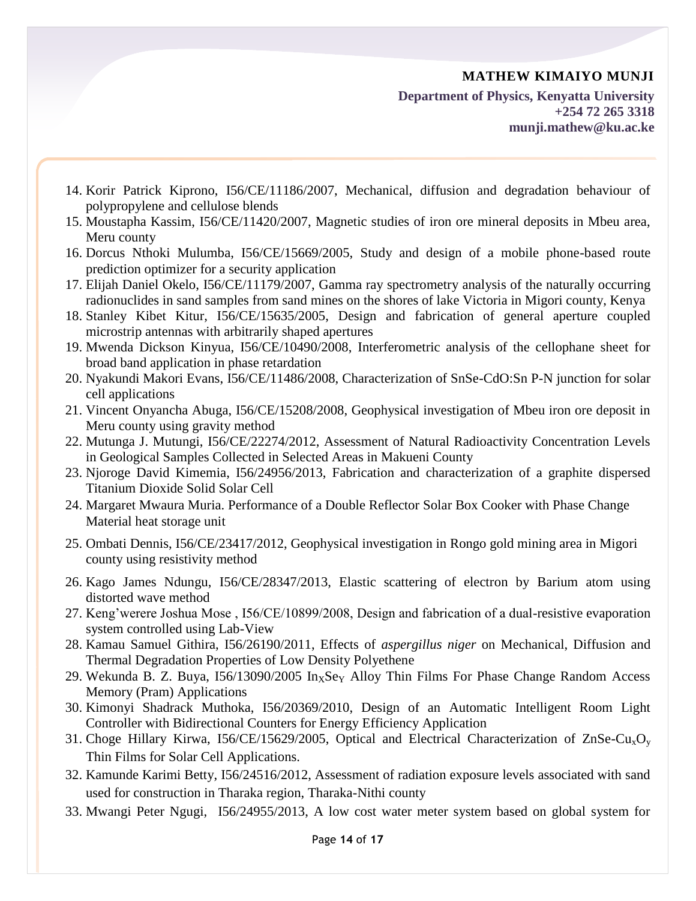14. Korir Patrick Kiprono, I56/CE/11186/2007, Mechanical, diffusion and degradation behaviour of polypropylene and cellulose blends
15. Moustapha Kassim, I56/CE/11420/2007, Magnetic studies of iron ore mineral deposits in Mbeu area, Meru county
16. Dorcus Nthoki Mulumba, I56/CE/15669/2005, Study and design of a mobile phone-based route prediction optimizer for a security application
17. Elijah Daniel Okelo, I56/CE/11179/2007, Gamma ray spectrometry analysis of the naturally occurring radionuclides in sand samples from sand mines on the shores of lake Victoria in Migori county, Kenya
18. Stanley Kibet Kitur, I56/CE/15635/2005, Design and fabrication of general aperture coupled microstrip antennas with arbitrarily shaped apertures
19. Mwenda Dickson Kinyua, I56/CE/10490/2008, Interferometric analysis of the cellophane sheet for broad band application in phase retardation
20. Nyakundi Makori Evans, I56/CE/11486/2008, Characterization of SnSe-CdO:Sn P-N junction for solar cell applications
21. Vincent Onyancha Abuga, I56/CE/15208/2008, Geophysical investigation of Mbeu iron ore deposit in Meru county using gravity method
22. Mutunga J. Mutungi, I56/CE/22274/2012, Assessment of Natural Radioactivity Concentration Levels in Geological Samples Collected in Selected Areas in Makueni County
23. Njoroge David Kimemia, I56/24956/2013, Fabrication and characterization of a graphite dispersed Titanium Dioxide Solid Solar Cell
24. Margaret Mwaura Muria. Performance of a Double Reflector Solar Box Cooker with Phase Change Material heat storage unit
25. Ombati Dennis, I56/CE/23417/2012, Geophysical investigation in Rongo gold mining area in Migori county using resistivity method
26. Kago James Ndungu, I56/CE/28347/2013, Elastic scattering of electron by Barium atom using distorted wave method
27. Keng'werere Joshua Mose , I56/CE/10899/2008, Design and fabrication of a dual-resistive evaporation system controlled using Lab-View
28. Kamau Samuel Githira, I56/26190/2011, Effects of *aspergillus niger* on Mechanical, Diffusion and Thermal Degradation Properties of Low Density Polyethene
29. Wekunda B. Z. Buya, I56/13090/2005 $In_XSe_Y$ Alloy Thin Films For Phase Change Random Access Memory (Pram) Applications
30. Kimonyi Shadrack Muthoka, I56/20369/2010, Design of an Automatic Intelligent Room Light Controller with Bidirectional Counters for Energy Efficiency Application
31. Choge Hillary Kirwa, I56/CE/15629/2005, Optical and Electrical Characterization of $ZnSe\text{-}Cu_xO_y$ Thin Films for Solar Cell Applications.
32. Kamunde Karimi Betty, I56/24516/2012, Assessment of radiation exposure levels associated with sand used for construction in Tharaka region, Tharaka-Nithi county
33. Mwangi Peter Ngugi, I56/24955/2013, A low cost water meter system based on global system for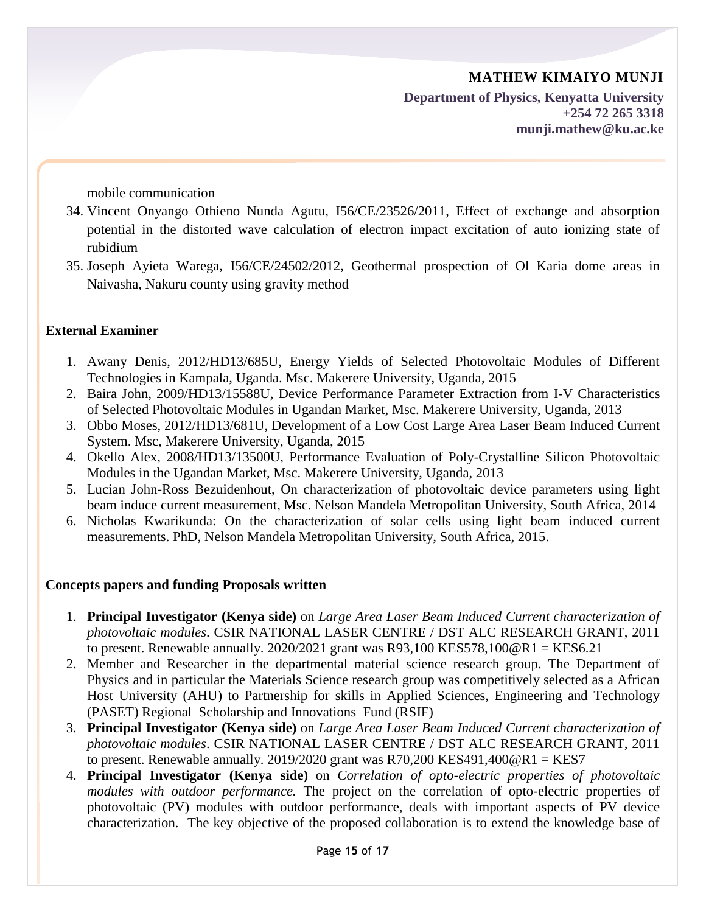mobile communication

34. Vincent Onyango Othieno Nunda Agutu, I56/CE/23526/2011, Effect of exchange and absorption potential in the distorted wave calculation of electron impact excitation of auto ionizing state of rubidium
35. Joseph Ayieta Warega, I56/CE/24502/2012, Geothermal prospection of Ol Karia dome areas in Naivasha, Nakuru county using gravity method

**External Examiner**

1. Awany Denis, 2012/HD13/685U, Energy Yields of Selected Photovoltaic Modules of Different Technologies in Kampala, Uganda. Msc. Makerere University, Uganda, 2015
2. Baira John, 2009/HD13/15588U, Device Performance Parameter Extraction from I-V Characteristics of Selected Photovoltaic Modules in Ugandan Market, Msc. Makerere University, Uganda, 2013
3. Obbo Moses, 2012/HD13/681U, Development of a Low Cost Large Area Laser Beam Induced Current System. Msc, Makerere University, Uganda, 2015
4. Okello Alex, 2008/HD13/13500U, Performance Evaluation of Poly-Crystalline Silicon Photovoltaic Modules in the Ugandan Market, Msc. Makerere University, Uganda, 2013
5. Lucian John-Ross Bezuidenhout, On characterization of photovoltaic device parameters using light beam induce current measurement, Msc. Nelson Mandela Metropolitan University, South Africa, 2014
6. Nicholas Kwarikunda: On the characterization of solar cells using light beam induced current measurements. PhD, Nelson Mandela Metropolitan University, South Africa, 2015.

**Concepts papers and funding Proposals written**

1. **Principal Investigator (Kenya side)** on *Large Area Laser Beam Induced Current characterization of photovoltaic modules*. CSIR NATIONAL LASER CENTRE / DST ALC RESEARCH GRANT, 2011 to present. Renewable annually. 2020/2021 grant was R93,100 KES578,100@R1 = KES6.21
2. Member and Researcher in the departmental material science research group. The Department of Physics and in particular the Materials Science research group was competitively selected as a African Host University (AHU) to Partnership for skills in Applied Sciences, Engineering and Technology (PASET) Regional Scholarship and Innovations Fund (RSIF)
3. **Principal Investigator (Kenya side)** on *Large Area Laser Beam Induced Current characterization of photovoltaic modules*. CSIR NATIONAL LASER CENTRE / DST ALC RESEARCH GRANT, 2011 to present. Renewable annually. 2019/2020 grant was R70,200 KES491,400@R1 = KES7
4. **Principal Investigator (Kenya side)** on *Correlation of opto-electric properties of photovoltaic modules with outdoor performance.* The project on the correlation of opto-electric properties of photovoltaic (PV) modules with outdoor performance, deals with important aspects of PV device characterization. The key objective of the proposed collaboration is to extend the knowledge base of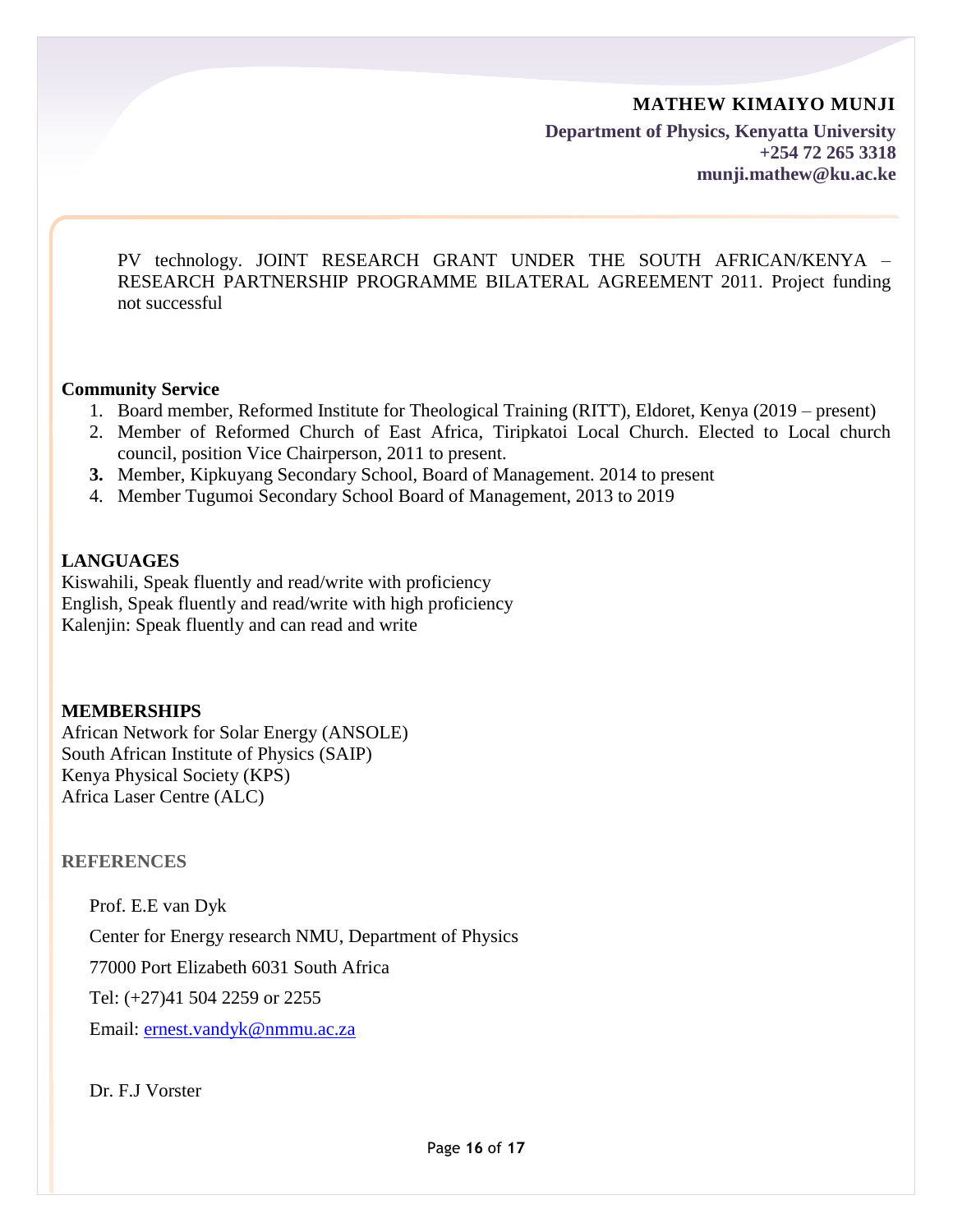PV technology. JOINT RESEARCH GRANT UNDER THE SOUTH AFRICAN/KENYA – RESEARCH PARTNERSHIP PROGRAMME BILATERAL AGREEMENT 2011. Project funding not successful

**Community Service**

1. Board member, Reformed Institute for Theological Training (RITT), Eldoret, Kenya (2019 – present)
2. Member of Reformed Church of East Africa, Tiripkatoi Local Church. Elected to Local church council, position Vice Chairperson, 2011 to present.
3. Member, Kipkuyang Secondary School, Board of Management. 2014 to present
4. Member Tugumoi Secondary School Board of Management, 2013 to 2019

**LANGUAGES**

Kiswahili, Speak fluently and read/write with proficiency
English, Speak fluently and read/write with high proficiency
Kalenjin: Speak fluently and can read and write

**MEMBERSHIPS**

African Network for Solar Energy (ANSOLE)
South African Institute of Physics (SAIP)
Kenya Physical Society (KPS)
Africa Laser Centre (ALC)

**REFERENCES**

Prof. E.E van Dyk

Center for Energy research NMU, Department of Physics

77000 Port Elizabeth 6031 South Africa

Tel: (+27)41 504 2259 or 2255

Email: ernest.vandyk@nmmu.ac.za

Dr. F.J Vorster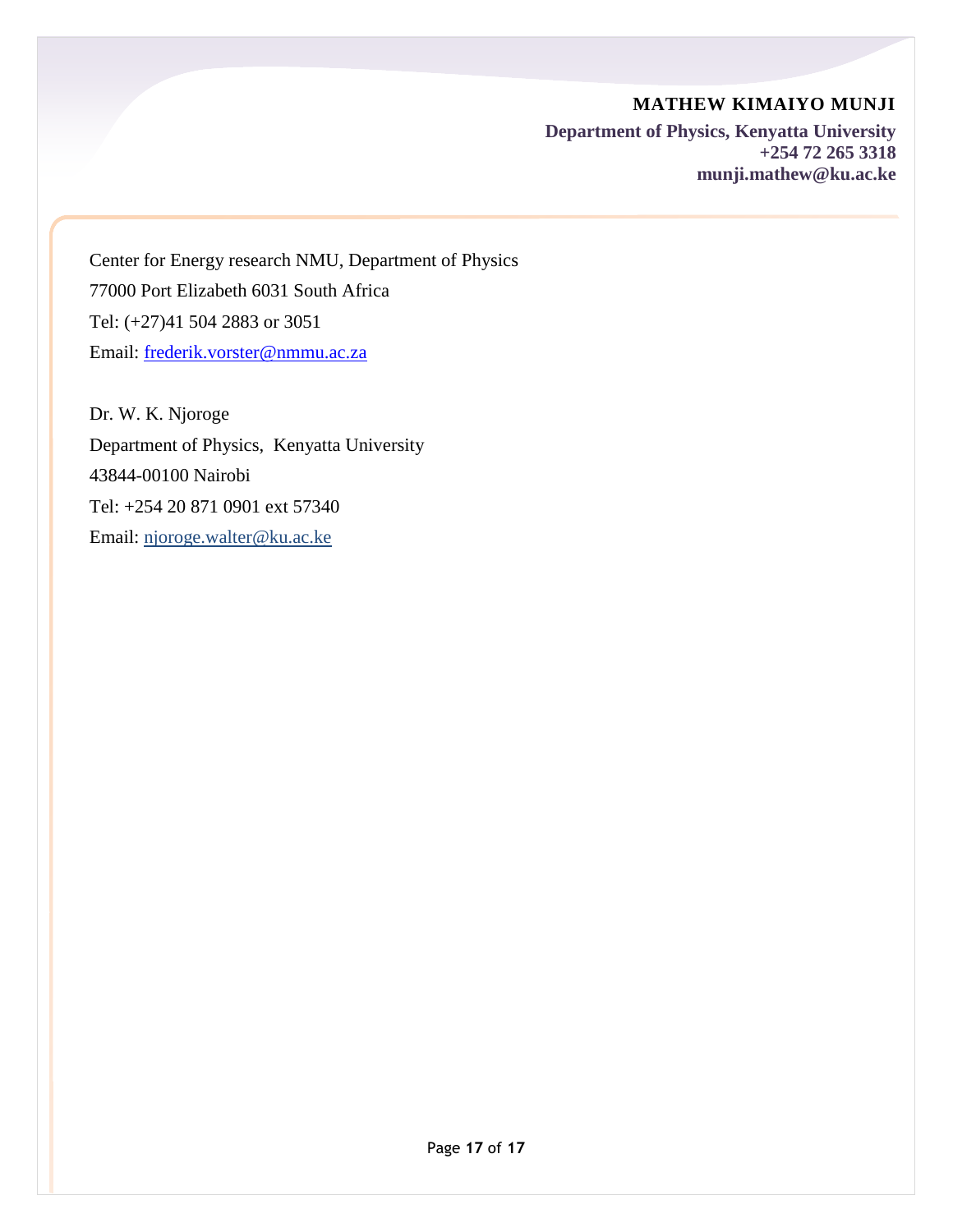Center for Energy research NMU, Department of Physics
77000 Port Elizabeth 6031 South Africa
Tel: (+27)41 504 2883 or 3051
Email: frederik.vorster@nmmu.ac.za

Dr. W. K. Njoroge
Department of Physics, Kenyatta University
43844-00100 Nairobi
Tel: +254 20 871 0901 ext 57340
Email: njoroge.walter@ku.ac.ke